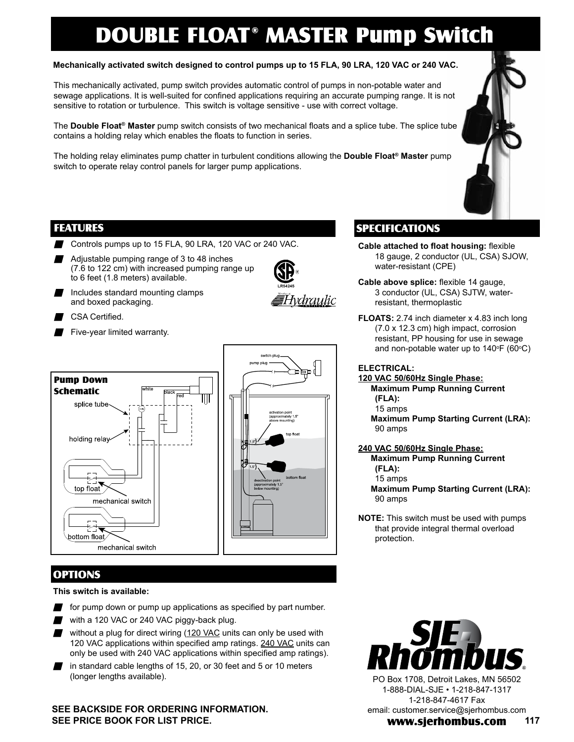# DOUBLE FLOAT® MASTER Pump Switch

**Mechanically activated switch designed to control pumps up to 15 FLA, 90 LRA, 120 VAC or 240 VAC.**

This mechanically activated, pump switch provides automatic control of pumps in non-potable water and sewage applications. It is well-suited for confined applications requiring an accurate pumping range. It is not sensitive to rotation or turbulence. This switch is voltage sensitive - use with correct voltage.

The **Double Float® Master** pump switch consists of two mechanical floats and a splice tube. The splice tube contains a holding relay which enables the floats to function in series.

The holding relay eliminates pump chatter in turbulent conditions allowing the **Double Float® Master** pump switch to operate relay control panels for larger pump applications.

## FEATURES

- Controls pumps up to 15 FLA, 90 LRA, 120 VAC or 240 VAC.
- Adjustable pumping range of 3 to 48 inches (7.6 to 122 cm) with increased pumping range up to 6 feet (1.8 meters) available.
- Includes standard mounting clamps and boxed packaging.
- CSA Certified.
- Five-year limited warranty.

LR54245

**Pump Down Schematic**

splice tube, holding relay, top float, mechanical switch, bottom float, mechanical switch, white, black, red

switch plug, pump plug, activation point (approximately 1.5" above mounting), top float, 1.5", 1.5", bottom float, deactivation point (approximately 1.5" below mounting)

## OPTIONS

**This switch is available:**

- for pump down or pump up applications as specified by part number.
- with a 120 VAC or 240 VAC piggy-back plug.
- without a plug for direct wiring (120 VAC units can only be used with 120 VAC applications within specified amp ratings. 240 VAC units can only be used with 240 VAC applications within specified amp ratings).
- in standard cable lengths of 15, 20, or 30 feet and 5 or 10 meters (longer lengths available).

**SEE BACKSIDE FOR ORDERING INFORMATION.**
**SEE PRICE BOOK FOR LIST PRICE.**

## SPECIFICATIONS

**Cable attached to float housing:** flexible 18 gauge, 2 conductor (UL, CSA) SJOW, water-resistant (CPE)

**Cable above splice:** flexible 14 gauge, 3 conductor (UL, CSA) SJTW, water-resistant, thermoplastic

**FLOATS:** 2.74 inch diameter x 4.83 inch long (7.0 x 12.3 cm) high impact, corrosion resistant, PP housing for use in sewage and non-potable water up to 140°F (60°C)

**ELECTRICAL:**

**120 VAC 50/60Hz Single Phase:**
- **Maximum Pump Running Current (FLA):** 15 amps
- **Maximum Pump Starting Current (LRA):** 90 amps

**240 VAC 50/60Hz Single Phase:**
- **Maximum Pump Running Current (FLA):** 15 amps
- **Maximum Pump Starting Current (LRA):** 90 amps

**NOTE:** This switch must be used with pumps that provide integral thermal overload protection.

**SJE Rhombus®**

PO Box 1708, Detroit Lakes, MN 56502
1-888-DIAL-SJE • 1-218-847-1317
1-218-847-4617 Fax
email: customer.service@sjerhombus.com
**www.sjerhombus.com**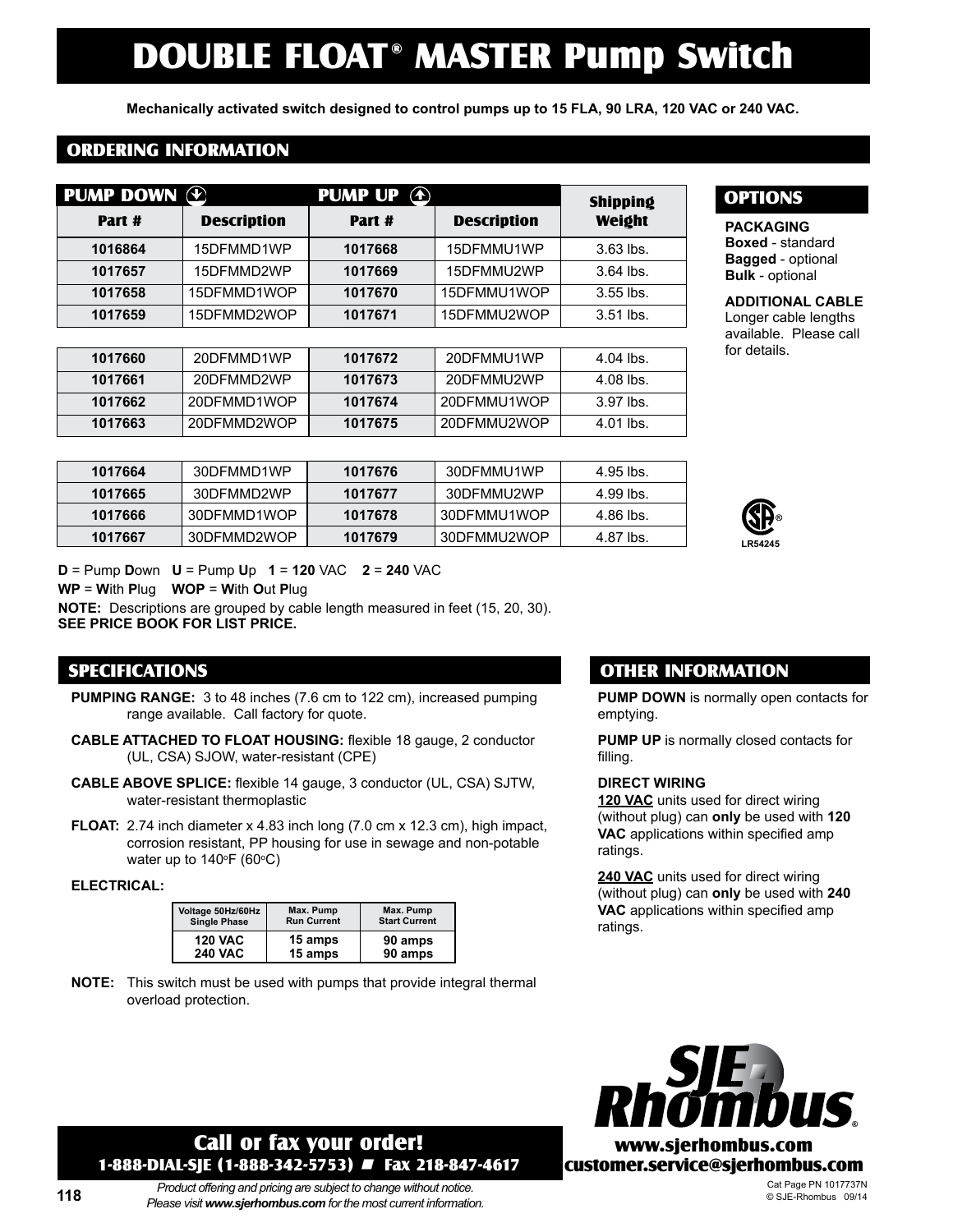# DOUBLE FLOAT® MASTER Pump Switch

**Mechanically activated switch designed to control pumps up to 15 FLA, 90 LRA, 120 VAC or 240 VAC.**

## ORDERING INFORMATION

| PUMP DOWN | | PUMP UP | | Shipping Weight |
|---|---|---|---|---|
| **Part #** | **Description** | **Part #** | **Description** | |
| **1016864** | 15DFMMD1WP | **1017668** | 15DFMMU1WP | 3.63 lbs. |
| **1017657** | 15DFMMD2WP | **1017669** | 15DFMMU2WP | 3.64 lbs. |
| **1017658** | 15DFMMD1WOP | **1017670** | 15DFMMU1WOP | 3.55 lbs. |
| **1017659** | 15DFMMD2WOP | **1017671** | 15DFMMU2WOP | 3.51 lbs. |
| **1017660** | 20DFMMD1WP | **1017672** | 20DFMMU1WP | 4.04 lbs. |
| **1017661** | 20DFMMD2WP | **1017673** | 20DFMMU2WP | 4.08 lbs. |
| **1017662** | 20DFMMD1WOP | **1017674** | 20DFMMU1WOP | 3.97 lbs. |
| **1017663** | 20DFMMD2WOP | **1017675** | 20DFMMU2WOP | 4.01 lbs. |
| **1017664** | 30DFMMD1WP | **1017676** | 30DFMMU1WP | 4.95 lbs. |
| **1017665** | 30DFMMD2WP | **1017677** | 30DFMMU2WP | 4.99 lbs. |
| **1017666** | 30DFMMD1WOP | **1017678** | 30DFMMU1WOP | 4.86 lbs. |
| **1017667** | 30DFMMD2WOP | **1017679** | 30DFMMU2WOP | 4.87 lbs. |

**D** = Pump **D**own **U** = Pump **U**p **1** = **120** VAC **2** = **240** VAC

**WP** = **W**ith **P**lug **WOP** = **W**ith **O**ut **P**lug

**NOTE:** Descriptions are grouped by cable length measured in feet (15, 20, 30).
**SEE PRICE BOOK FOR LIST PRICE.**

## OPTIONS

**PACKAGING**
**Boxed** - standard
**Bagged** - optional
**Bulk** - optional

**ADDITIONAL CABLE**
Longer cable lengths available. Please call for details.

LR54245

## SPECIFICATIONS

**PUMPING RANGE:** 3 to 48 inches (7.6 cm to 122 cm), increased pumping range available. Call factory for quote.

**CABLE ATTACHED TO FLOAT HOUSING:** flexible 18 gauge, 2 conductor (UL, CSA) SJOW, water-resistant (CPE)

**CABLE ABOVE SPLICE:** flexible 14 gauge, 3 conductor (UL, CSA) SJTW, water-resistant thermoplastic

**FLOAT:** 2.74 inch diameter x 4.83 inch long (7.0 cm x 12.3 cm), high impact, corrosion resistant, PP housing for use in sewage and non-potable water up to 140°F (60°C)

**ELECTRICAL:**

| Voltage 50Hz/60Hz Single Phase | Max. Pump Run Current | Max. Pump Start Current |
|---|---|---|
| **120 VAC** | **15 amps** | **90 amps** |
| **240 VAC** | **15 amps** | **90 amps** |

**NOTE:** This switch must be used with pumps that provide integral thermal overload protection.

## OTHER INFORMATION

**PUMP DOWN** is normally open contacts for emptying.

**PUMP UP** is normally closed contacts for filling.

**DIRECT WIRING**
**120 VAC** units used for direct wiring (without plug) can **only** be used with **120 VAC** applications within specified amp ratings.

**240 VAC** units used for direct wiring (without plug) can **only** be used with **240 VAC** applications within specified amp ratings.

**SJE Rhombus®**
**www.sjerhombus.com**
**customer.service@sjerhombus.com**

**Call or fax your order!**
**1-888-DIAL-SJE (1-888-342-5753) ■ Fax 218-847-4617**

*Product offering and pricing are subject to change without notice.*
*Please visit **www.sjerhombus.com** for the most current information.*

Cat Page PN 1017737N
© SJE-Rhombus 09/14